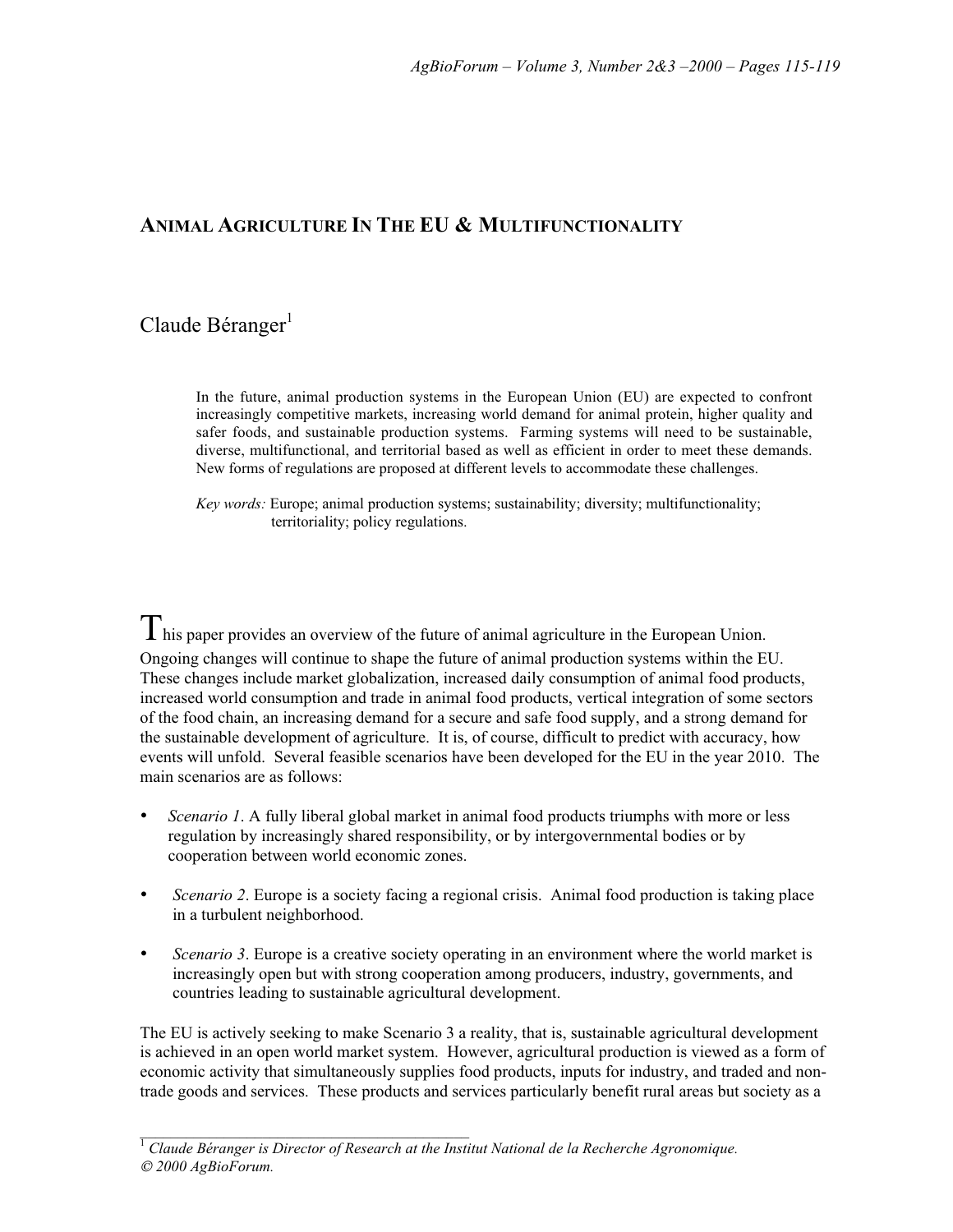# Animal Agriculture In The EU & Multifunctionality

Claude Béranger[1]

In the future, animal production systems in the European Union (EU) are expected to confront increasingly competitive markets, increasing world demand for animal protein, higher quality and safer foods, and sustainable production systems. Farming systems will need to be sustainable, diverse, multifunctional, and territorial based as well as efficient in order to meet these demands. New forms of regulations are proposed at different levels to accommodate these challenges.

*Key words:* Europe; animal production systems; sustainability; diversity; multifunctionality; territoriality; policy regulations.

This paper provides an overview of the future of animal agriculture in the European Union. Ongoing changes will continue to shape the future of animal production systems within the EU. These changes include market globalization, increased daily consumption of animal food products, increased world consumption and trade in animal food products, vertical integration of some sectors of the food chain, an increasing demand for a secure and safe food supply, and a strong demand for the sustainable development of agriculture. It is, of course, difficult to predict with accuracy, how events will unfold. Several feasible scenarios have been developed for the EU in the year 2010. The main scenarios are as follows:

- *Scenario 1*. A fully liberal global market in animal food products triumphs with more or less regulation by increasingly shared responsibility, or by intergovernmental bodies or by cooperation between world economic zones.
- *Scenario 2*. Europe is a society facing a regional crisis. Animal food production is taking place in a turbulent neighborhood.
- *Scenario 3*. Europe is a creative society operating in an environment where the world market is increasingly open but with strong cooperation among producers, industry, governments, and countries leading to sustainable agricultural development.

The EU is actively seeking to make Scenario 3 a reality, that is, sustainable agricultural development is achieved in an open world market system. However, agricultural production is viewed as a form of economic activity that simultaneously supplies food products, inputs for industry, and traded and non-trade goods and services. These products and services particularly benefit rural areas but society as a

[1] *Claude Béranger is Director of Research at the Institut National de la Recherche Agronomique.*
*© 2000 AgBioForum.*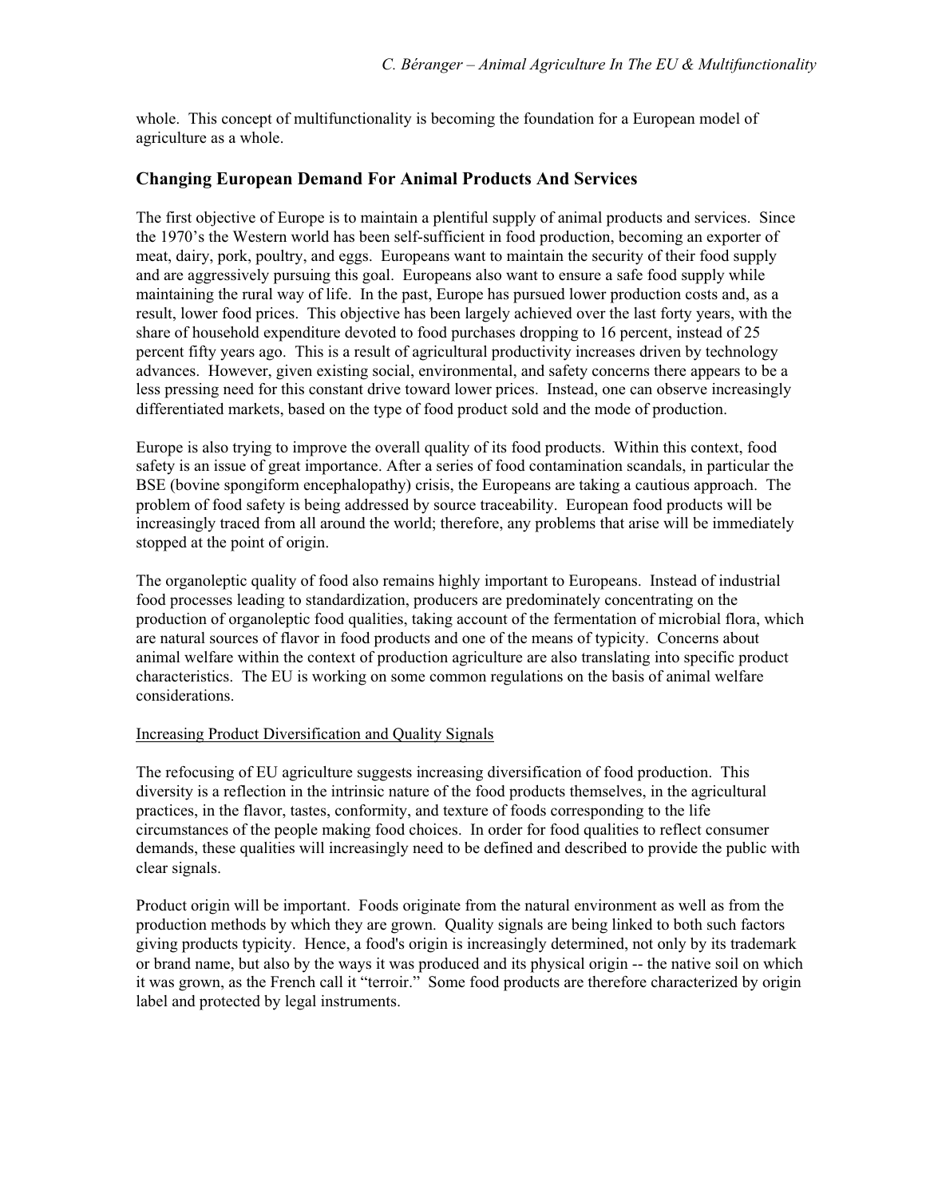whole. This concept of multifunctionality is becoming the foundation for a European model of agriculture as a whole.

## Changing European Demand For Animal Products And Services

The first objective of Europe is to maintain a plentiful supply of animal products and services. Since the 1970's the Western world has been self-sufficient in food production, becoming an exporter of meat, dairy, pork, poultry, and eggs. Europeans want to maintain the security of their food supply and are aggressively pursuing this goal. Europeans also want to ensure a safe food supply while maintaining the rural way of life. In the past, Europe has pursued lower production costs and, as a result, lower food prices. This objective has been largely achieved over the last forty years, with the share of household expenditure devoted to food purchases dropping to 16 percent, instead of 25 percent fifty years ago. This is a result of agricultural productivity increases driven by technology advances. However, given existing social, environmental, and safety concerns there appears to be a less pressing need for this constant drive toward lower prices. Instead, one can observe increasingly differentiated markets, based on the type of food product sold and the mode of production.

Europe is also trying to improve the overall quality of its food products. Within this context, food safety is an issue of great importance. After a series of food contamination scandals, in particular the BSE (bovine spongiform encephalopathy) crisis, the Europeans are taking a cautious approach. The problem of food safety is being addressed by source traceability. European food products will be increasingly traced from all around the world; therefore, any problems that arise will be immediately stopped at the point of origin.

The organoleptic quality of food also remains highly important to Europeans. Instead of industrial food processes leading to standardization, producers are predominately concentrating on the production of organoleptic food qualities, taking account of the fermentation of microbial flora, which are natural sources of flavor in food products and one of the means of typicity. Concerns about animal welfare within the context of production agriculture are also translating into specific product characteristics. The EU is working on some common regulations on the basis of animal welfare considerations.

### Increasing Product Diversification and Quality Signals

The refocusing of EU agriculture suggests increasing diversification of food production. This diversity is a reflection in the intrinsic nature of the food products themselves, in the agricultural practices, in the flavor, tastes, conformity, and texture of foods corresponding to the life circumstances of the people making food choices. In order for food qualities to reflect consumer demands, these qualities will increasingly need to be defined and described to provide the public with clear signals.

Product origin will be important. Foods originate from the natural environment as well as from the production methods by which they are grown. Quality signals are being linked to both such factors giving products typicity. Hence, a food's origin is increasingly determined, not only by its trademark or brand name, but also by the ways it was produced and its physical origin -- the native soil on which it was grown, as the French call it "terroir." Some food products are therefore characterized by origin label and protected by legal instruments.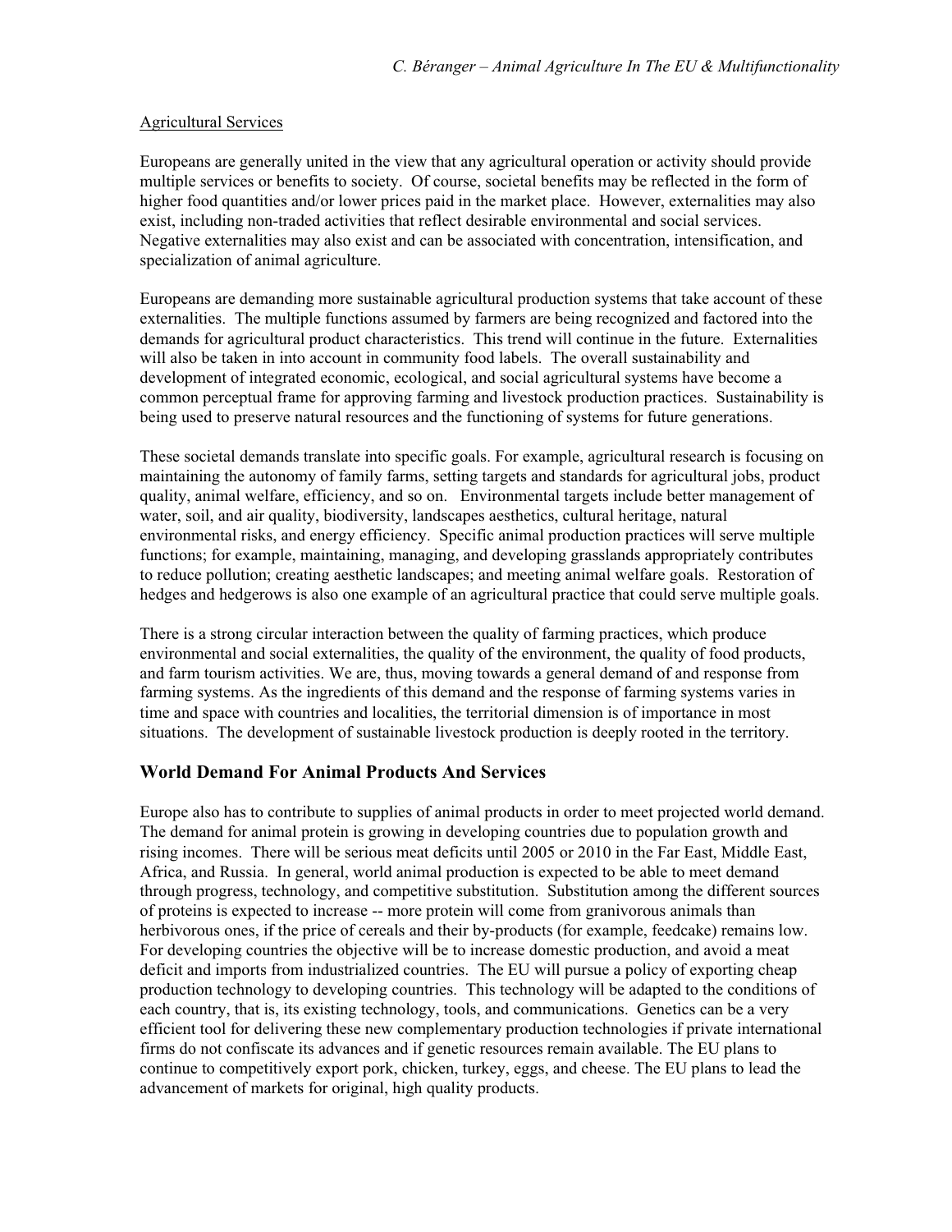Agricultural Services

Europeans are generally united in the view that any agricultural operation or activity should provide multiple services or benefits to society. Of course, societal benefits may be reflected in the form of higher food quantities and/or lower prices paid in the market place. However, externalities may also exist, including non-traded activities that reflect desirable environmental and social services. Negative externalities may also exist and can be associated with concentration, intensification, and specialization of animal agriculture.

Europeans are demanding more sustainable agricultural production systems that take account of these externalities. The multiple functions assumed by farmers are being recognized and factored into the demands for agricultural product characteristics. This trend will continue in the future. Externalities will also be taken in into account in community food labels. The overall sustainability and development of integrated economic, ecological, and social agricultural systems have become a common perceptual frame for approving farming and livestock production practices. Sustainability is being used to preserve natural resources and the functioning of systems for future generations.

These societal demands translate into specific goals. For example, agricultural research is focusing on maintaining the autonomy of family farms, setting targets and standards for agricultural jobs, product quality, animal welfare, efficiency, and so on. Environmental targets include better management of water, soil, and air quality, biodiversity, landscapes aesthetics, cultural heritage, natural environmental risks, and energy efficiency. Specific animal production practices will serve multiple functions; for example, maintaining, managing, and developing grasslands appropriately contributes to reduce pollution; creating aesthetic landscapes; and meeting animal welfare goals. Restoration of hedges and hedgerows is also one example of an agricultural practice that could serve multiple goals.

There is a strong circular interaction between the quality of farming practices, which produce environmental and social externalities, the quality of the environment, the quality of food products, and farm tourism activities. We are, thus, moving towards a general demand of and response from farming systems. As the ingredients of this demand and the response of farming systems varies in time and space with countries and localities, the territorial dimension is of importance in most situations. The development of sustainable livestock production is deeply rooted in the territory.

## World Demand For Animal Products And Services

Europe also has to contribute to supplies of animal products in order to meet projected world demand. The demand for animal protein is growing in developing countries due to population growth and rising incomes. There will be serious meat deficits until 2005 or 2010 in the Far East, Middle East, Africa, and Russia. In general, world animal production is expected to be able to meet demand through progress, technology, and competitive substitution. Substitution among the different sources of proteins is expected to increase -- more protein will come from granivorous animals than herbivorous ones, if the price of cereals and their by-products (for example, feedcake) remains low. For developing countries the objective will be to increase domestic production, and avoid a meat deficit and imports from industrialized countries. The EU will pursue a policy of exporting cheap production technology to developing countries. This technology will be adapted to the conditions of each country, that is, its existing technology, tools, and communications. Genetics can be a very efficient tool for delivering these new complementary production technologies if private international firms do not confiscate its advances and if genetic resources remain available. The EU plans to continue to competitively export pork, chicken, turkey, eggs, and cheese. The EU plans to lead the advancement of markets for original, high quality products.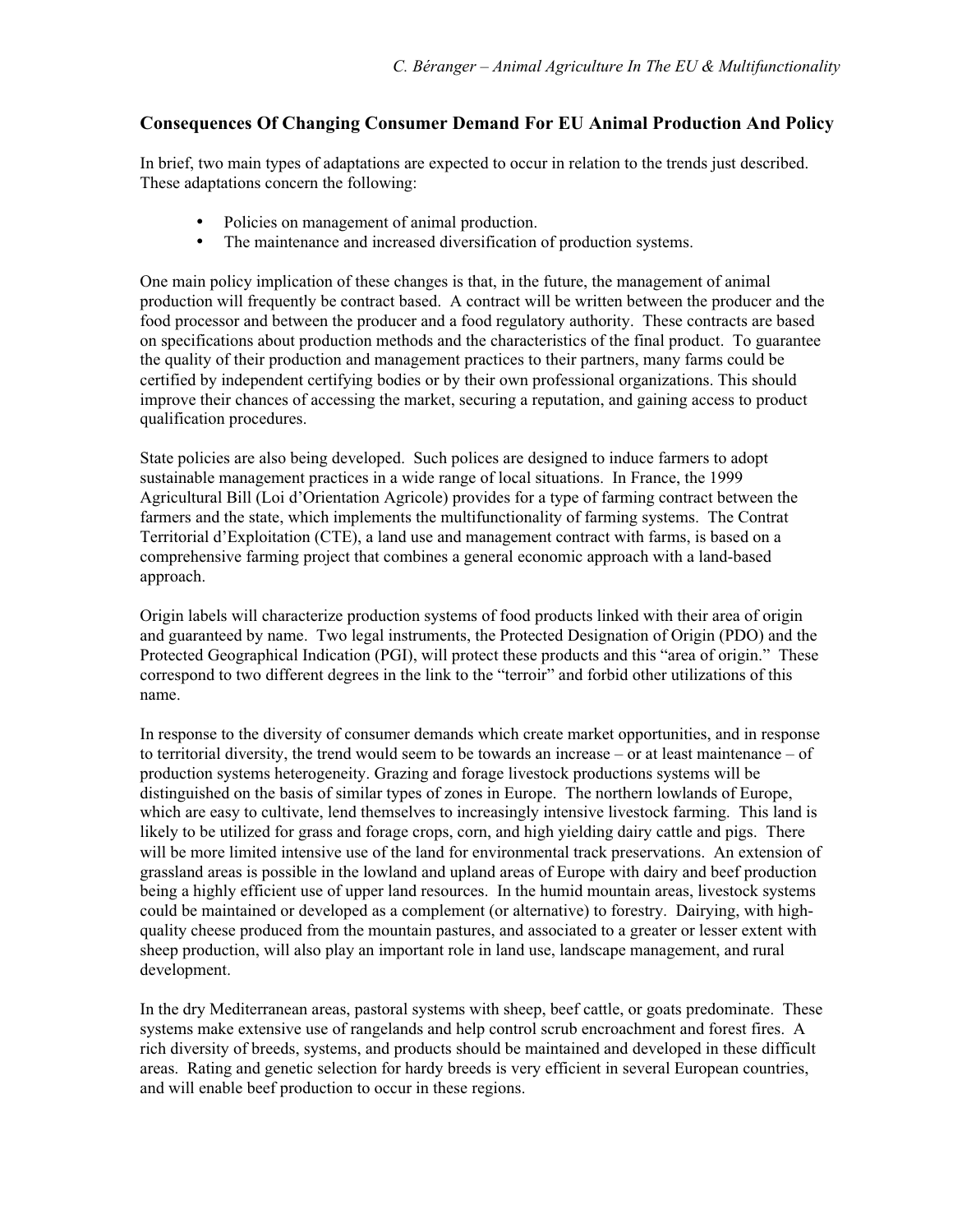### Consequences Of Changing Consumer Demand For EU Animal Production And Policy

In brief, two main types of adaptations are expected to occur in relation to the trends just described. These adaptations concern the following:

- Policies on management of animal production.
- The maintenance and increased diversification of production systems.

One main policy implication of these changes is that, in the future, the management of animal production will frequently be contract based. A contract will be written between the producer and the food processor and between the producer and a food regulatory authority. These contracts are based on specifications about production methods and the characteristics of the final product. To guarantee the quality of their production and management practices to their partners, many farms could be certified by independent certifying bodies or by their own professional organizations. This should improve their chances of accessing the market, securing a reputation, and gaining access to product qualification procedures.

State policies are also being developed. Such polices are designed to induce farmers to adopt sustainable management practices in a wide range of local situations. In France, the 1999 Agricultural Bill (Loi d'Orientation Agricole) provides for a type of farming contract between the farmers and the state, which implements the multifunctionality of farming systems. The Contrat Territorial d'Exploitation (CTE), a land use and management contract with farms, is based on a comprehensive farming project that combines a general economic approach with a land-based approach.

Origin labels will characterize production systems of food products linked with their area of origin and guaranteed by name. Two legal instruments, the Protected Designation of Origin (PDO) and the Protected Geographical Indication (PGI), will protect these products and this "area of origin." These correspond to two different degrees in the link to the "terroir" and forbid other utilizations of this name.

In response to the diversity of consumer demands which create market opportunities, and in response to territorial diversity, the trend would seem to be towards an increase – or at least maintenance – of production systems heterogeneity. Grazing and forage livestock productions systems will be distinguished on the basis of similar types of zones in Europe. The northern lowlands of Europe, which are easy to cultivate, lend themselves to increasingly intensive livestock farming. This land is likely to be utilized for grass and forage crops, corn, and high yielding dairy cattle and pigs. There will be more limited intensive use of the land for environmental track preservations. An extension of grassland areas is possible in the lowland and upland areas of Europe with dairy and beef production being a highly efficient use of upper land resources. In the humid mountain areas, livestock systems could be maintained or developed as a complement (or alternative) to forestry. Dairying, with high-quality cheese produced from the mountain pastures, and associated to a greater or lesser extent with sheep production, will also play an important role in land use, landscape management, and rural development.

In the dry Mediterranean areas, pastoral systems with sheep, beef cattle, or goats predominate. These systems make extensive use of rangelands and help control scrub encroachment and forest fires. A rich diversity of breeds, systems, and products should be maintained and developed in these difficult areas. Rating and genetic selection for hardy breeds is very efficient in several European countries, and will enable beef production to occur in these regions.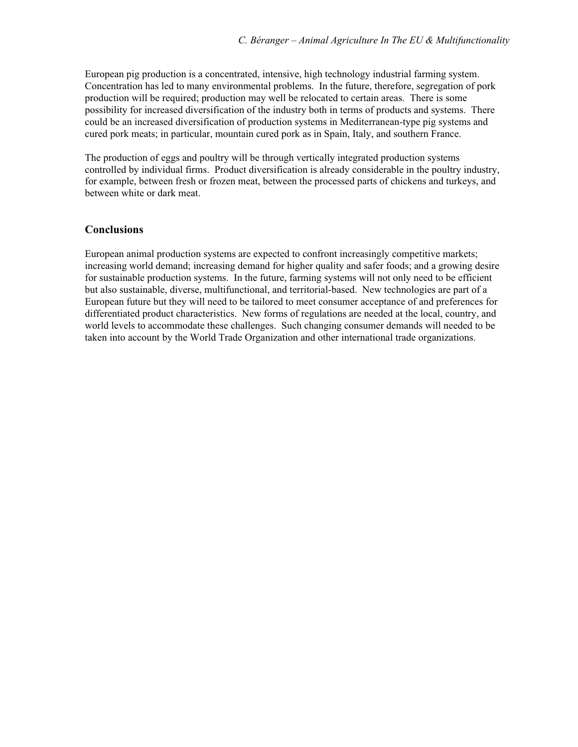European pig production is a concentrated, intensive, high technology industrial farming system. Concentration has led to many environmental problems. In the future, therefore, segregation of pork production will be required; production may well be relocated to certain areas. There is some possibility for increased diversification of the industry both in terms of products and systems. There could be an increased diversification of production systems in Mediterranean-type pig systems and cured pork meats; in particular, mountain cured pork as in Spain, Italy, and southern France.

The production of eggs and poultry will be through vertically integrated production systems controlled by individual firms. Product diversification is already considerable in the poultry industry, for example, between fresh or frozen meat, between the processed parts of chickens and turkeys, and between white or dark meat.

## Conclusions

European animal production systems are expected to confront increasingly competitive markets; increasing world demand; increasing demand for higher quality and safer foods; and a growing desire for sustainable production systems. In the future, farming systems will not only need to be efficient but also sustainable, diverse, multifunctional, and territorial-based. New technologies are part of a European future but they will need to be tailored to meet consumer acceptance of and preferences for differentiated product characteristics. New forms of regulations are needed at the local, country, and world levels to accommodate these challenges. Such changing consumer demands will needed to be taken into account by the World Trade Organization and other international trade organizations.